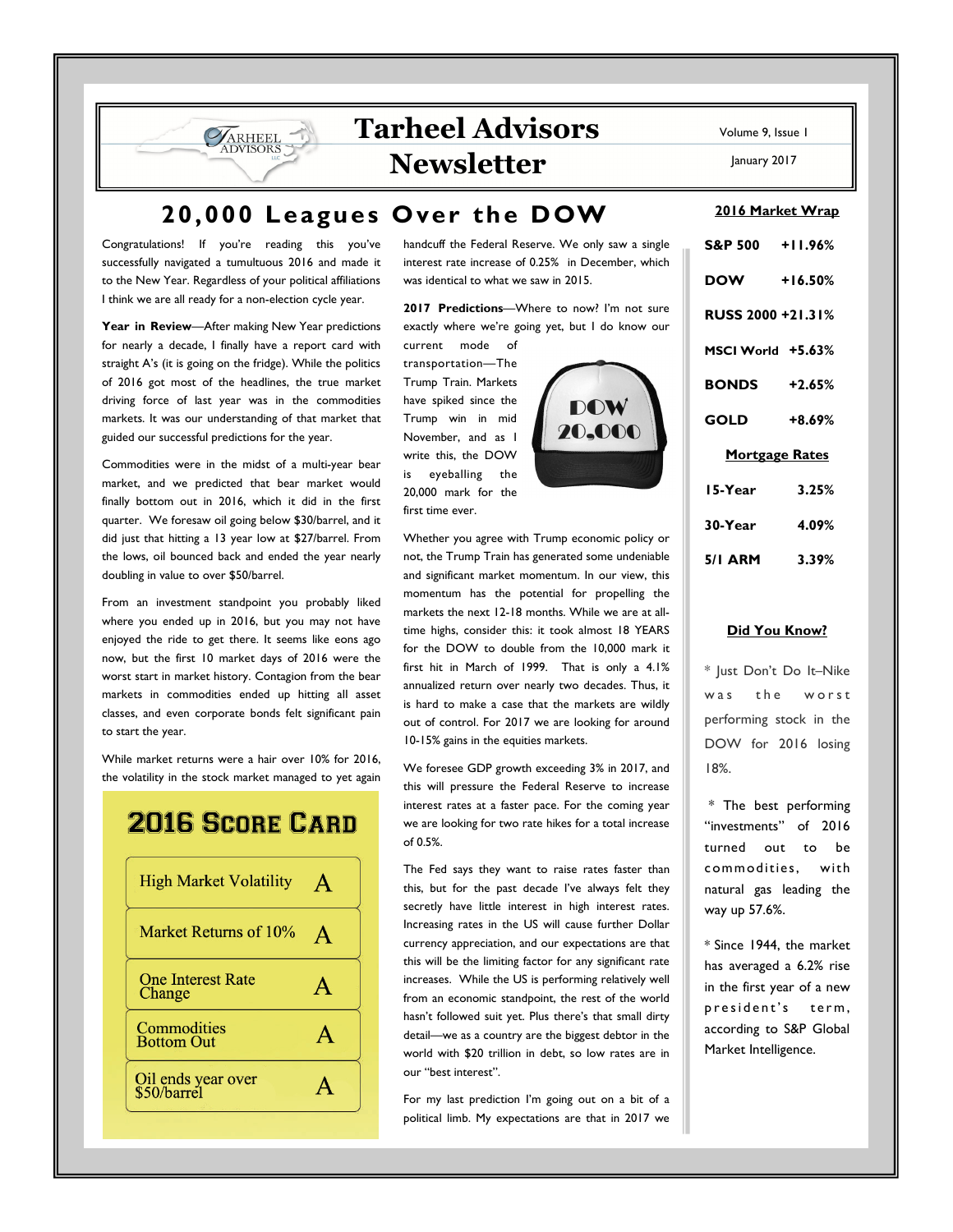# Tarheel Advisors Newsletter

Volume 9, Issue 1

January 2017

## 20,000 Leagues Over the DOW

Congratulations! If you're reading this you've successfully navigated a tumultuous 2016 and made it to the New Year. Regardless of your political affiliations I think we are all ready for a non-election cycle year.

**Year in Review**—After making New Year predictions for nearly a decade, I finally have a report card with straight A's (it is going on the fridge). While the politics of 2016 got most of the headlines, the true market driving force of last year was in the commodities markets. It was our understanding of that market that guided our successful predictions for the year.

Commodities were in the midst of a multi-year bear market, and we predicted that bear market would finally bottom out in 2016, which it did in the first quarter. We foresaw oil going below $30/barrel, and it did just that hitting a 13 year low at $27/barrel. From the lows, oil bounced back and ended the year nearly doubling in value to over $50/barrel.

From an investment standpoint you probably liked where you ended up in 2016, but you may not have enjoyed the ride to get there. It seems like eons ago now, but the first 10 market days of 2016 were the worst start in market history. Contagion from the bear markets in commodities ended up hitting all asset classes, and even corporate bonds felt significant pain to start the year.

While market returns were a hair over 10% for 2016, the volatility in the stock market managed to yet again handcuff the Federal Reserve. We only saw a single interest rate increase of 0.25% in December, which was identical to what we saw in 2015.

### 2016 Score Card

| | |
|---|---|
| High Market Volatility | A |
| Market Returns of 10% | A |
| One Interest Rate Change | A |
| Commodities Bottom Out | A |
| Oil ends year over $50/barrel | A |

**2017 Predictions**—Where to now? I'm not sure exactly where we're going yet, but I do know our current mode of transportation—The Trump Train. Markets have spiked since the Trump win in mid November, and as I write this, the DOW is eyeballing the 20,000 mark for the first time ever.

Whether you agree with Trump economic policy or not, the Trump Train has generated some undeniable and significant market momentum. In our view, this momentum has the potential for propelling the markets the next 12-18 months. While we are at all-time highs, consider this: it took almost 18 YEARS for the DOW to double from the 10,000 mark it first hit in March of 1999. That is only a 4.1% annualized return over nearly two decades. Thus, it is hard to make a case that the markets are wildly out of control. For 2017 we are looking for around 10-15% gains in the equities markets.

We foresee GDP growth exceeding 3% in 2017, and this will pressure the Federal Reserve to increase interest rates at a faster pace. For the coming year we are looking for two rate hikes for a total increase of 0.5%.

The Fed says they want to raise rates faster than this, but for the past decade I've always felt they secretly have little interest in high interest rates. Increasing rates in the US will cause further Dollar currency appreciation, and our expectations are that this will be the limiting factor for any significant rate increases. While the US is performing relatively well from an economic standpoint, the rest of the world hasn't followed suit yet. Plus there's that small dirty detail—we as a country are the biggest debtor in the world with $20 trillion in debt, so low rates are in our "best interest".

For my last prediction I'm going out on a bit of a political limb. My expectations are that in 2017 we

### 2016 Market Wrap

| | |
|---|---|
| S&P 500 | +11.96% |
| DOW | +16.50% |
| RUSS 2000 | +21.31% |
| MSCI World | +5.63% |
| BONDS | +2.65% |
| GOLD | +8.69% |

### Mortgage Rates

| | |
|---|---|
| 15-Year | 3.25% |
| 30-Year | 4.09% |
| 5/1 ARM | 3.39% |

### Did You Know?

* Just Don't Do It–Nike was the worst performing stock in the DOW for 2016 losing 18%.

* The best performing "investments" of 2016 turned out to be commodities, with natural gas leading the way up 57.6%.

* Since 1944, the market has averaged a 6.2% rise in the first year of a new president's term, according to S&P Global Market Intelligence.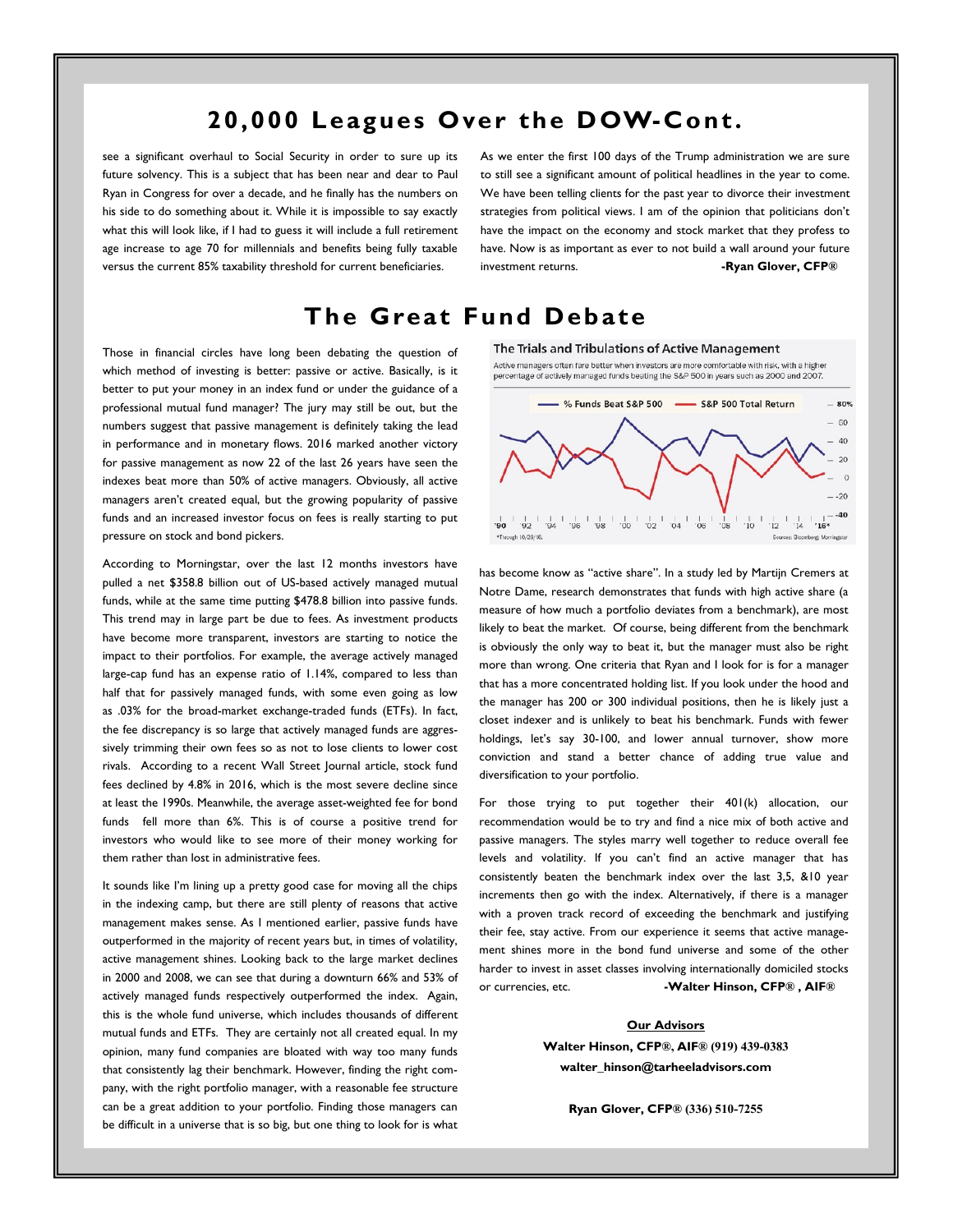## 20,000 Leagues Over the DOW-Cont.

see a significant overhaul to Social Security in order to sure up its future solvency. This is a subject that has been near and dear to Paul Ryan in Congress for over a decade, and he finally has the numbers on his side to do something about it. While it is impossible to say exactly what this will look like, if I had to guess it will include a full retirement age increase to age 70 for millennials and benefits being fully taxable versus the current 85% taxability threshold for current beneficiaries.

As we enter the first 100 days of the Trump administration we are sure to still see a significant amount of political headlines in the year to come. We have been telling clients for the past year to divorce their investment strategies from political views. I am of the opinion that politicians don't have the impact on the economy and stock market that they profess to have. Now is as important as ever to not build a wall around your future investment returns.

**-Ryan Glover, CFP®**

## The Great Fund Debate

Those in financial circles have long been debating the question of which method of investing is better: passive or active. Basically, is it better to put your money in an index fund or under the guidance of a professional mutual fund manager? The jury may still be out, but the numbers suggest that passive management is definitely taking the lead in performance and in monetary flows. 2016 marked another victory for passive management as now 22 of the last 26 years have seen the indexes beat more than 50% of active managers. Obviously, all active managers aren't created equal, but the growing popularity of passive funds and an increased investor focus on fees is really starting to put pressure on stock and bond pickers.

According to Morningstar, over the last 12 months investors have pulled a net $358.8 billion out of US-based actively managed mutual funds, while at the same time putting $478.8 billion into passive funds. This trend may in large part be due to fees. As investment products have become more transparent, investors are starting to notice the impact to their portfolios. For example, the average actively managed large-cap fund has an expense ratio of 1.14%, compared to less than half that for passively managed funds, with some even going as low as .03% for the broad-market exchange-traded funds (ETFs). In fact, the fee discrepancy is so large that actively managed funds are aggressively trimming their own fees so as not to lose clients to lower cost rivals. According to a recent Wall Street Journal article, stock fund fees declined by 4.8% in 2016, which is the most severe decline since at least the 1990s. Meanwhile, the average asset-weighted fee for bond funds fell more than 6%. This is of course a positive trend for investors who would like to see more of their money working for them rather than lost in administrative fees.

It sounds like I'm lining up a pretty good case for moving all the chips in the indexing camp, but there are still plenty of reasons that active management makes sense. As I mentioned earlier, passive funds have outperformed in the majority of recent years but, in times of volatility, active management shines. Looking back to the large market declines in 2000 and 2008, we can see that during a downturn 66% and 53% of actively managed funds respectively outperformed the index. Again, this is the whole fund universe, which includes thousands of different mutual funds and ETFs. They are certainly not all created equal. In my opinion, many fund companies are bloated with way too many funds that consistently lag their benchmark. However, finding the right company, with the right portfolio manager, with a reasonable fee structure can be a great addition to your portfolio. Finding those managers can be difficult in a universe that is so big, but one thing to look for is what

**The Trials and Tribulations of Active Management**

Active managers often fare better when investors are more comfortable with risk, with a higher percentage of actively managed funds beating the S&P 500 in years such as 2000 and 2007.

% Funds Beat S&P 500 — S&P 500 Total Return

80% 60 40 20 0 -20 -40

'90 '92 '94 '96 '98 '00 '02 '04 '06 '08 '10 '12 '14 '16*

*Through 10/28/16.

Sources: Bloomberg; Morningstar

has become know as "active share". In a study led by Martijn Cremers at Notre Dame, research demonstrates that funds with high active share (a measure of how much a portfolio deviates from a benchmark), are most likely to beat the market. Of course, being different from the benchmark is obviously the only way to beat it, but the manager must also be right more than wrong. One criteria that Ryan and I look for is for a manager that has a more concentrated holding list. If you look under the hood and the manager has 200 or 300 individual positions, then he is likely just a closet indexer and is unlikely to beat his benchmark. Funds with fewer holdings, let's say 30-100, and lower annual turnover, show more conviction and stand a better chance of adding true value and diversification to your portfolio.

For those trying to put together their 401(k) allocation, our recommendation would be to try and find a nice mix of both active and passive managers. The styles marry well together to reduce overall fee levels and volatility. If you can't find an active manager that has consistently beaten the benchmark index over the last 3,5, &10 year increments then go with the index. Alternatively, if there is a manager with a proven track record of exceeding the benchmark and justifying their fee, stay active. From our experience it seems that active management shines more in the bond fund universe and some of the other harder to invest in asset classes involving internationally domiciled stocks or currencies, etc.

**-Walter Hinson, CFP® , AIF®**

**Our Advisors**

**Walter Hinson, CFP®, AIF® (919) 439-0383**
**walter_hinson@tarheeladvisors.com**

**Ryan Glover, CFP® (336) 510-7255**